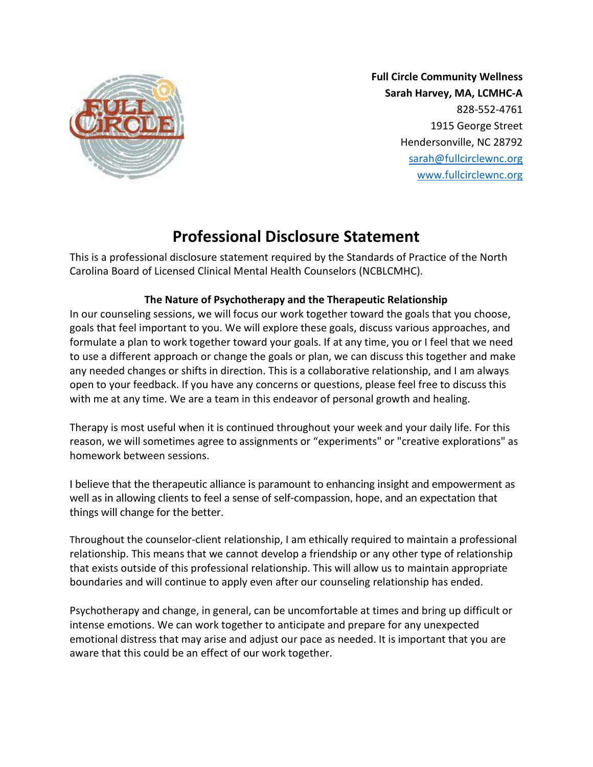**Full Circle Community Wellness**
**Sarah Harvey, MA, LCMHC-A**
828-552-4761
1915 George Street
Hendersonville, NC 28792
sarah@fullcirclewnc.org
www.fullcirclewnc.org

# Professional Disclosure Statement

This is a professional disclosure statement required by the Standards of Practice of the North Carolina Board of Licensed Clinical Mental Health Counselors (NCBLCMHC).

### The Nature of Psychotherapy and the Therapeutic Relationship

In our counseling sessions, we will focus our work together toward the goals that you choose, goals that feel important to you. We will explore these goals, discuss various approaches, and formulate a plan to work together toward your goals. If at any time, you or I feel that we need to use a different approach or change the goals or plan, we can discuss this together and make any needed changes or shifts in direction. This is a collaborative relationship, and I am always open to your feedback. If you have any concerns or questions, please feel free to discuss this with me at any time. We are a team in this endeavor of personal growth and healing.

Therapy is most useful when it is continued throughout your week and your daily life. For this reason, we will sometimes agree to assignments or "experiments" or "creative explorations" as homework between sessions.

I believe that the therapeutic alliance is paramount to enhancing insight and empowerment as well as in allowing clients to feel a sense of self-compassion, hope, and an expectation that things will change for the better.

Throughout the counselor-client relationship, I am ethically required to maintain a professional relationship. This means that we cannot develop a friendship or any other type of relationship that exists outside of this professional relationship. This will allow us to maintain appropriate boundaries and will continue to apply even after our counseling relationship has ended.

Psychotherapy and change, in general, can be uncomfortable at times and bring up difficult or intense emotions. We can work together to anticipate and prepare for any unexpected emotional distress that may arise and adjust our pace as needed. It is important that you are aware that this could be an effect of our work together.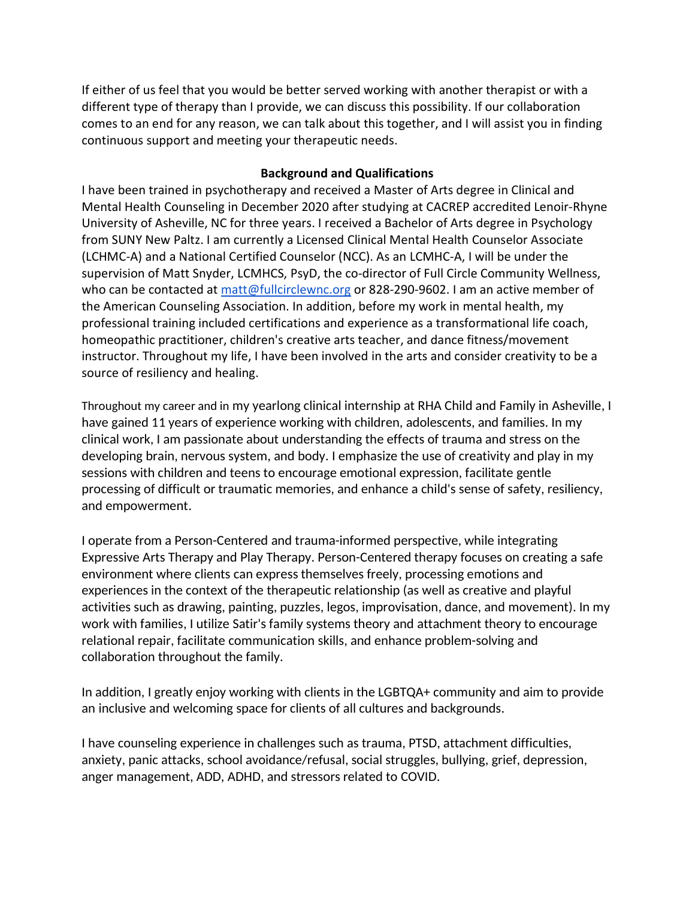If either of us feel that you would be better served working with another therapist or with a different type of therapy than I provide, we can discuss this possibility. If our collaboration comes to an end for any reason, we can talk about this together, and I will assist you in finding continuous support and meeting your therapeutic needs.

## Background and Qualifications

I have been trained in psychotherapy and received a Master of Arts degree in Clinical and Mental Health Counseling in December 2020 after studying at CACREP accredited Lenoir-Rhyne University of Asheville, NC for three years. I received a Bachelor of Arts degree in Psychology from SUNY New Paltz. I am currently a Licensed Clinical Mental Health Counselor Associate (LCHMC-A) and a National Certified Counselor (NCC). As an LCMHC-A, I will be under the supervision of Matt Snyder, LCMHCS, PsyD, the co-director of Full Circle Community Wellness, who can be contacted at matt@fullcirclewnc.org or 828-290-9602. I am an active member of the American Counseling Association. In addition, before my work in mental health, my professional training included certifications and experience as a transformational life coach, homeopathic practitioner, children's creative arts teacher, and dance fitness/movement instructor. Throughout my life, I have been involved in the arts and consider creativity to be a source of resiliency and healing.

Throughout my career and in my yearlong clinical internship at RHA Child and Family in Asheville, I have gained 11 years of experience working with children, adolescents, and families. In my clinical work, I am passionate about understanding the effects of trauma and stress on the developing brain, nervous system, and body. I emphasize the use of creativity and play in my sessions with children and teens to encourage emotional expression, facilitate gentle processing of difficult or traumatic memories, and enhance a child's sense of safety, resiliency, and empowerment.

I operate from a Person-Centered and trauma-informed perspective, while integrating Expressive Arts Therapy and Play Therapy. Person-Centered therapy focuses on creating a safe environment where clients can express themselves freely, processing emotions and experiences in the context of the therapeutic relationship (as well as creative and playful activities such as drawing, painting, puzzles, legos, improvisation, dance, and movement). In my work with families, I utilize Satir's family systems theory and attachment theory to encourage relational repair, facilitate communication skills, and enhance problem-solving and collaboration throughout the family.

In addition, I greatly enjoy working with clients in the LGBTQA+ community and aim to provide an inclusive and welcoming space for clients of all cultures and backgrounds.

I have counseling experience in challenges such as trauma, PTSD, attachment difficulties, anxiety, panic attacks, school avoidance/refusal, social struggles, bullying, grief, depression, anger management, ADD, ADHD, and stressors related to COVID.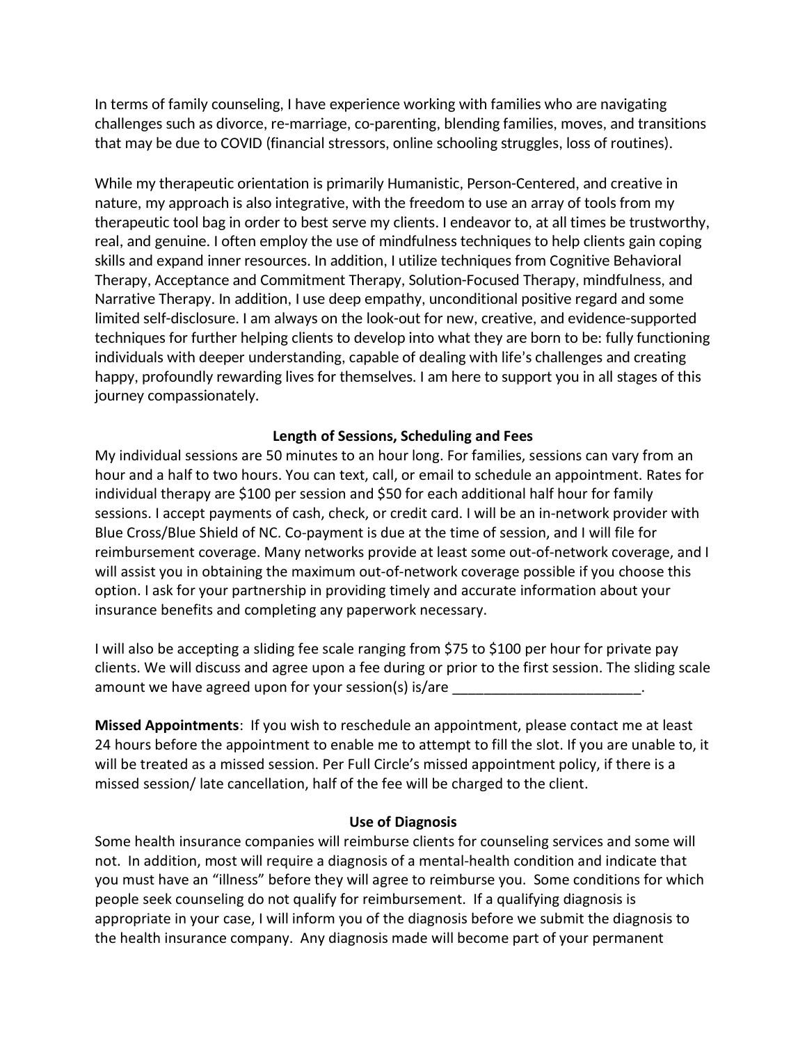In terms of family counseling, I have experience working with families who are navigating challenges such as divorce, re-marriage, co-parenting, blending families, moves, and transitions that may be due to COVID (financial stressors, online schooling struggles, loss of routines).

While my therapeutic orientation is primarily Humanistic, Person-Centered, and creative in nature, my approach is also integrative, with the freedom to use an array of tools from my therapeutic tool bag in order to best serve my clients. I endeavor to, at all times be trustworthy, real, and genuine. I often employ the use of mindfulness techniques to help clients gain coping skills and expand inner resources. In addition, I utilize techniques from Cognitive Behavioral Therapy, Acceptance and Commitment Therapy, Solution-Focused Therapy, mindfulness, and Narrative Therapy. In addition, I use deep empathy, unconditional positive regard and some limited self-disclosure. I am always on the look-out for new, creative, and evidence-supported techniques for further helping clients to develop into what they are born to be: fully functioning individuals with deeper understanding, capable of dealing with life's challenges and creating happy, profoundly rewarding lives for themselves. I am here to support you in all stages of this journey compassionately.

## Length of Sessions, Scheduling and Fees

My individual sessions are 50 minutes to an hour long. For families, sessions can vary from an hour and a half to two hours. You can text, call, or email to schedule an appointment. Rates for individual therapy are $100 per session and $50 for each additional half hour for family sessions. I accept payments of cash, check, or credit card. I will be an in-network provider with Blue Cross/Blue Shield of NC. Co-payment is due at the time of session, and I will file for reimbursement coverage. Many networks provide at least some out-of-network coverage, and I will assist you in obtaining the maximum out-of-network coverage possible if you choose this option. I ask for your partnership in providing timely and accurate information about your insurance benefits and completing any paperwork necessary.

I will also be accepting a sliding fee scale ranging from $75 to $100 per hour for private pay clients. We will discuss and agree upon a fee during or prior to the first session. The sliding scale amount we have agreed upon for your session(s) is/are ________________________.

**Missed Appointments**: If you wish to reschedule an appointment, please contact me at least 24 hours before the appointment to enable me to attempt to fill the slot. If you are unable to, it will be treated as a missed session. Per Full Circle's missed appointment policy, if there is a missed session/ late cancellation, half of the fee will be charged to the client.

## Use of Diagnosis

Some health insurance companies will reimburse clients for counseling services and some will not. In addition, most will require a diagnosis of a mental-health condition and indicate that you must have an "illness" before they will agree to reimburse you. Some conditions for which people seek counseling do not qualify for reimbursement. If a qualifying diagnosis is appropriate in your case, I will inform you of the diagnosis before we submit the diagnosis to the health insurance company. Any diagnosis made will become part of your permanent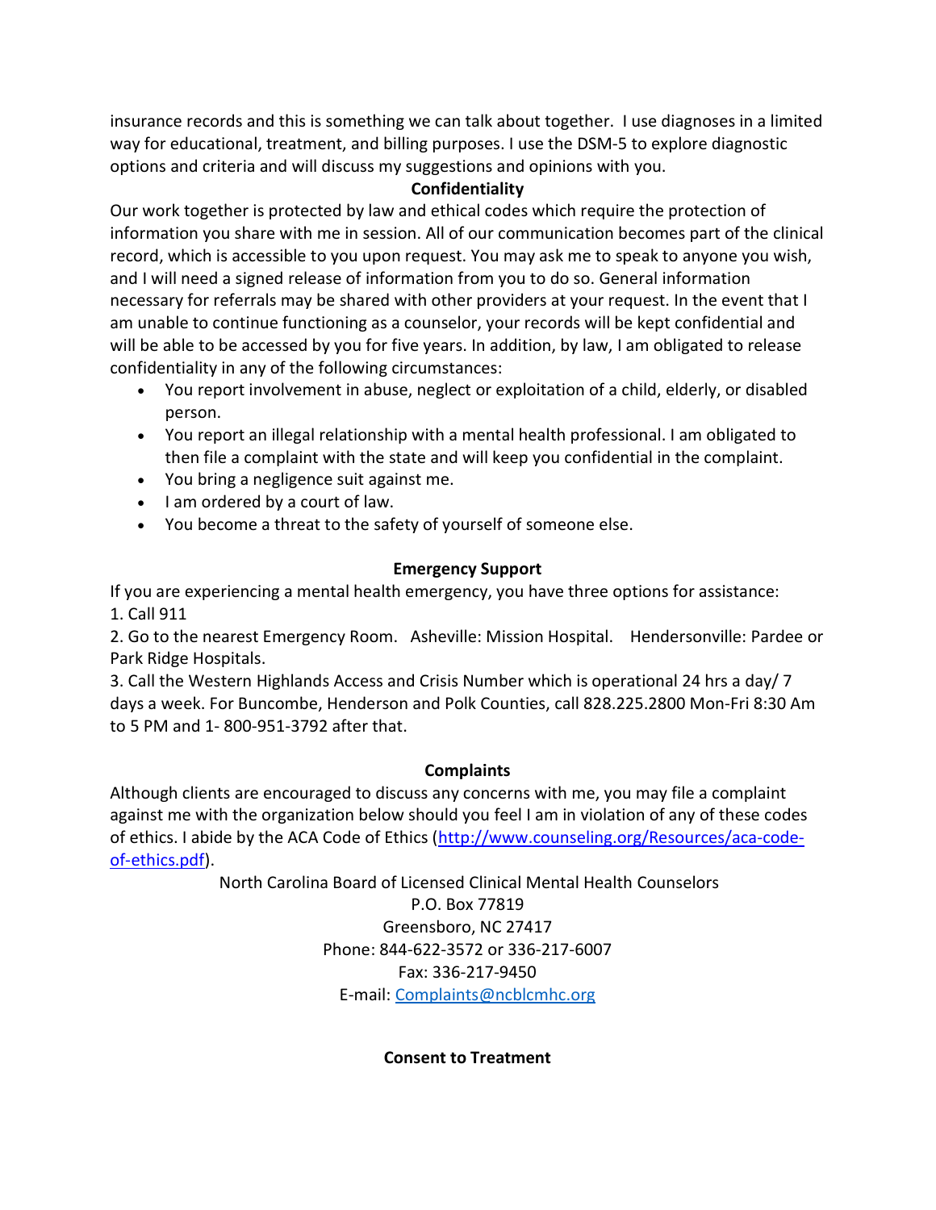insurance records and this is something we can talk about together. I use diagnoses in a limited way for educational, treatment, and billing purposes. I use the DSM-5 to explore diagnostic options and criteria and will discuss my suggestions and opinions with you.

**Confidentiality**

Our work together is protected by law and ethical codes which require the protection of information you share with me in session. All of our communication becomes part of the clinical record, which is accessible to you upon request. You may ask me to speak to anyone you wish, and I will need a signed release of information from you to do so. General information necessary for referrals may be shared with other providers at your request. In the event that I am unable to continue functioning as a counselor, your records will be kept confidential and will be able to be accessed by you for five years. In addition, by law, I am obligated to release confidentiality in any of the following circumstances:

- You report involvement in abuse, neglect or exploitation of a child, elderly, or disabled person.
- You report an illegal relationship with a mental health professional. I am obligated to then file a complaint with the state and will keep you confidential in the complaint.
- You bring a negligence suit against me.
- I am ordered by a court of law.
- You become a threat to the safety of yourself of someone else.

**Emergency Support**

If you are experiencing a mental health emergency, you have three options for assistance:

1. Call 911
2. Go to the nearest Emergency Room. Asheville: Mission Hospital. Hendersonville: Pardee or Park Ridge Hospitals.
3. Call the Western Highlands Access and Crisis Number which is operational 24 hrs a day/ 7 days a week. For Buncombe, Henderson and Polk Counties, call 828.225.2800 Mon-Fri 8:30 Am to 5 PM and 1- 800-951-3792 after that.

**Complaints**

Although clients are encouraged to discuss any concerns with me, you may file a complaint against me with the organization below should you feel I am in violation of any of these codes of ethics. I abide by the ACA Code of Ethics ([http://www.counseling.org/Resources/aca-code-of-ethics.pdf](http://www.counseling.org/Resources/aca-code-of-ethics.pdf)).

North Carolina Board of Licensed Clinical Mental Health Counselors
P.O. Box 77819
Greensboro, NC 27417
Phone: 844-622-3572 or 336-217-6007
Fax: 336-217-9450
E-mail: [Complaints@ncblcmhc.org](mailto:Complaints@ncblcmhc.org)

**Consent to Treatment**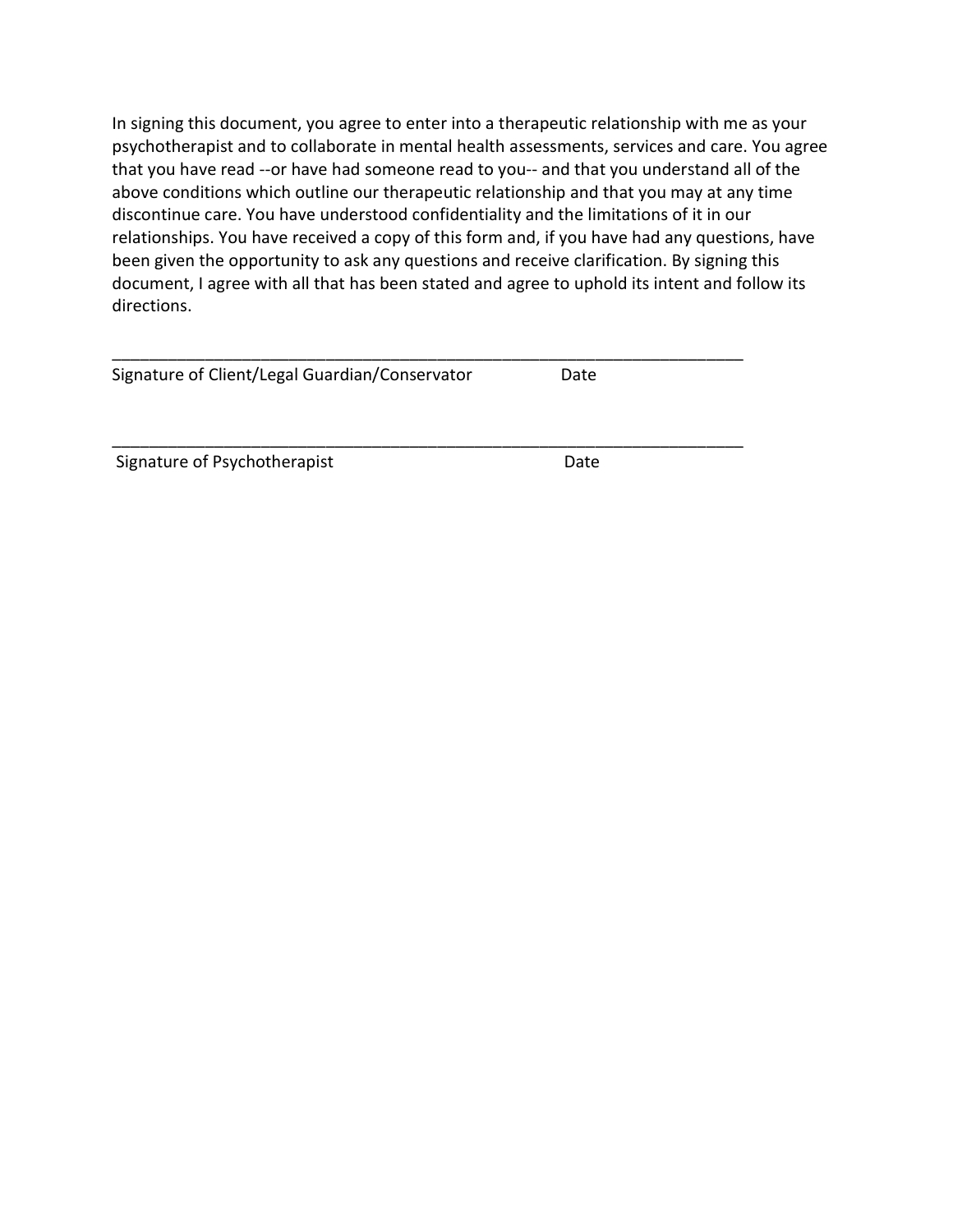In signing this document, you agree to enter into a therapeutic relationship with me as your psychotherapist and to collaborate in mental health assessments, services and care. You agree that you have read --or have had someone read to you-- and that you understand all of the above conditions which outline our therapeutic relationship and that you may at any time discontinue care. You have understood confidentiality and the limitations of it in our relationships. You have received a copy of this form and, if you have had any questions, have been given the opportunity to ask any questions and receive clarification. By signing this document, I agree with all that has been stated and agree to uphold its intent and follow its directions.

\_\_\_\_\_\_\_\_\_\_\_\_\_\_\_\_\_\_\_\_\_\_\_\_\_\_\_\_\_\_\_\_\_\_\_\_\_\_\_\_\_\_\_\_\_\_\_\_\_\_\_\_\_\_\_\_\_\_\_\_\_\_\_\_\_\_\_\_\_\_

Signature of Client/Legal Guardian/Conservator Date

\_\_\_\_\_\_\_\_\_\_\_\_\_\_\_\_\_\_\_\_\_\_\_\_\_\_\_\_\_\_\_\_\_\_\_\_\_\_\_\_\_\_\_\_\_\_\_\_\_\_\_\_\_\_\_\_\_\_\_\_\_\_\_\_\_\_\_\_\_\_

Signature of Psychotherapist Date